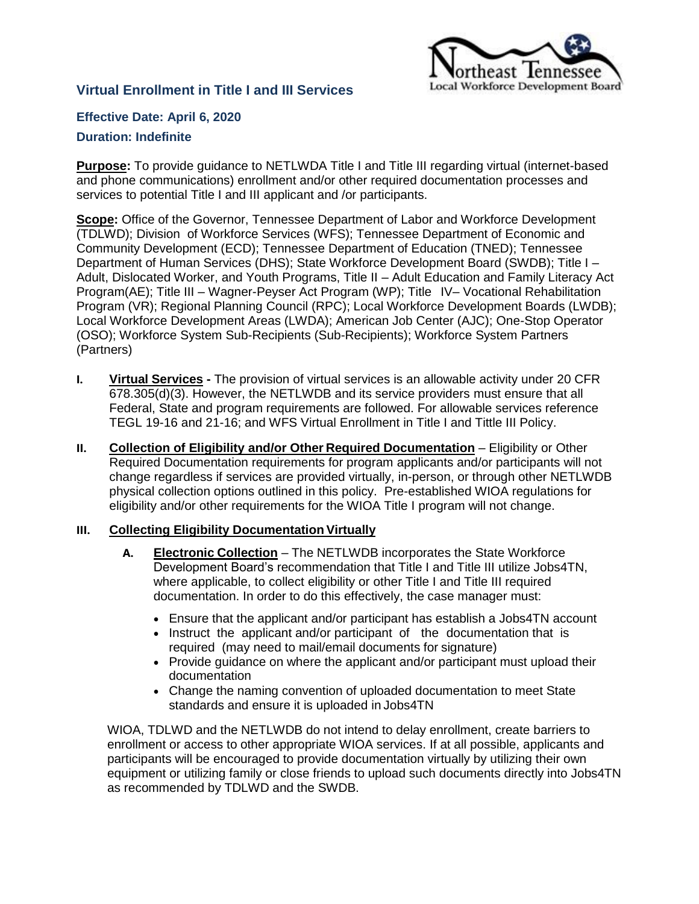# Virtual Enrollment in Title I and III Services

**Effective Date: April 6, 2020**

**Duration: Indefinite**

**Purpose:** To provide guidance to NETLWDA Title I and Title III regarding virtual (internet-based and phone communications) enrollment and/or other required documentation processes and services to potential Title I and III applicant and /or participants.

**Scope:** Office of the Governor, Tennessee Department of Labor and Workforce Development (TDLWD); Division of Workforce Services (WFS); Tennessee Department of Economic and Community Development (ECD); Tennessee Department of Education (TNED); Tennessee Department of Human Services (DHS); State Workforce Development Board (SWDB); Title I – Adult, Dislocated Worker, and Youth Programs, Title II – Adult Education and Family Literacy Act Program(AE); Title III – Wagner-Peyser Act Program (WP); Title IV– Vocational Rehabilitation Program (VR); Regional Planning Council (RPC); Local Workforce Development Boards (LWDB); Local Workforce Development Areas (LWDA); American Job Center (AJC); One-Stop Operator (OSO); Workforce System Sub-Recipients (Sub-Recipients); Workforce System Partners (Partners)

**I. Virtual Services -** The provision of virtual services is an allowable activity under 20 CFR 678.305(d)(3). However, the NETLWDB and its service providers must ensure that all Federal, State and program requirements are followed. For allowable services reference TEGL 19-16 and 21-16; and WFS Virtual Enrollment in Title I and Tittle III Policy.

**II. Collection of Eligibility and/or Other Required Documentation** – Eligibility or Other Required Documentation requirements for program applicants and/or participants will not change regardless if services are provided virtually, in-person, or through other NETLWDB physical collection options outlined in this policy. Pre-established WIOA regulations for eligibility and/or other requirements for the WIOA Title I program will not change.

**III. Collecting Eligibility Documentation Virtually**

**A. Electronic Collection** – The NETLWDB incorporates the State Workforce Development Board's recommendation that Title I and Title III utilize Jobs4TN, where applicable, to collect eligibility or other Title I and Title III required documentation. In order to do this effectively, the case manager must:

- Ensure that the applicant and/or participant has establish a Jobs4TN account
- Instruct the applicant and/or participant of the documentation that is required (may need to mail/email documents for signature)
- Provide guidance on where the applicant and/or participant must upload their documentation
- Change the naming convention of uploaded documentation to meet State standards and ensure it is uploaded in Jobs4TN

WIOA, TDLWD and the NETLWDB do not intend to delay enrollment, create barriers to enrollment or access to other appropriate WIOA services. If at all possible, applicants and participants will be encouraged to provide documentation virtually by utilizing their own equipment or utilizing family or close friends to upload such documents directly into Jobs4TN as recommended by TDLWD and the SWDB.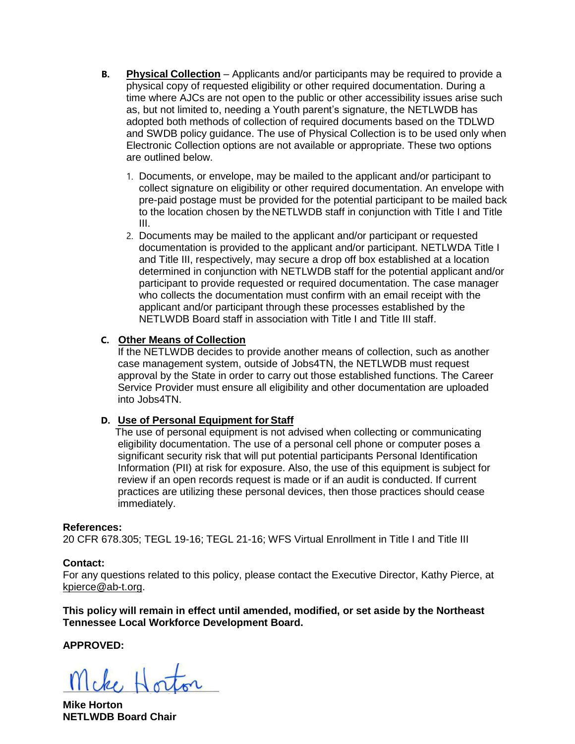**B. Physical Collection** – Applicants and/or participants may be required to provide a physical copy of requested eligibility or other required documentation. During a time where AJCs are not open to the public or other accessibility issues arise such as, but not limited to, needing a Youth parent's signature, the NETLWDB has adopted both methods of collection of required documents based on the TDLWD and SWDB policy guidance. The use of Physical Collection is to be used only when Electronic Collection options are not available or appropriate. These two options are outlined below.

1. Documents, or envelope, may be mailed to the applicant and/or participant to collect signature on eligibility or other required documentation. An envelope with pre-paid postage must be provided for the potential participant to be mailed back to the location chosen by the NETLWDB staff in conjunction with Title I and Title III.
2. Documents may be mailed to the applicant and/or participant or requested documentation is provided to the applicant and/or participant. NETLWDA Title I and Title III, respectively, may secure a drop off box established at a location determined in conjunction with NETLWDB staff for the potential applicant and/or participant to provide requested or required documentation. The case manager who collects the documentation must confirm with an email receipt with the applicant and/or participant through these processes established by the NETLWDB Board staff in association with Title I and Title III staff.

**C. Other Means of Collection**

If the NETLWDB decides to provide another means of collection, such as another case management system, outside of Jobs4TN, the NETLWDB must request approval by the State in order to carry out those established functions. The Career Service Provider must ensure all eligibility and other documentation are uploaded into Jobs4TN.

**D. Use of Personal Equipment for Staff**

The use of personal equipment is not advised when collecting or communicating eligibility documentation. The use of a personal cell phone or computer poses a significant security risk that will put potential participants Personal Identification Information (PII) at risk for exposure. Also, the use of this equipment is subject for review if an open records request is made or if an audit is conducted. If current practices are utilizing these personal devices, then those practices should cease immediately.

**References:**

20 CFR 678.305; TEGL 19-16; TEGL 21-16; WFS Virtual Enrollment in Title I and Title III

**Contact:**

For any questions related to this policy, please contact the Executive Director, Kathy Pierce, at kpierce@ab-t.org.

**This policy will remain in effect until amended, modified, or set aside by the Northeast Tennessee Local Workforce Development Board.**

**APPROVED:**

Mike Horton

**Mike Horton**
**NETLWDB Board Chair**